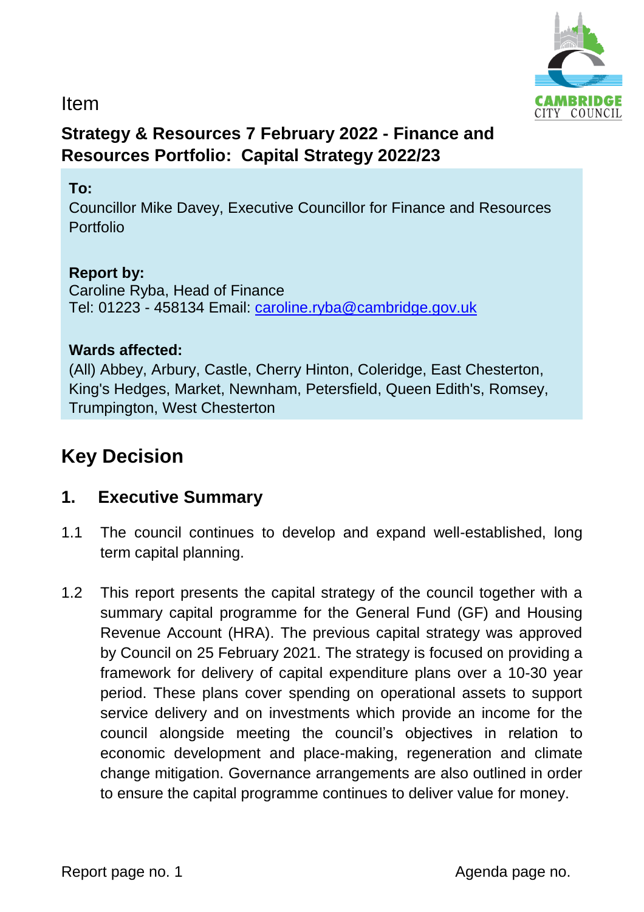Item

# Strategy & Resources 7 February 2022 - Finance and Resources Portfolio: Capital Strategy 2022/23

**To:**
Councillor Mike Davey, Executive Councillor for Finance and Resources Portfolio

**Report by:**
Caroline Ryba, Head of Finance
Tel: 01223 - 458134 Email: caroline.ryba@cambridge.gov.uk

**Wards affected:**
(All) Abbey, Arbury, Castle, Cherry Hinton, Coleridge, East Chesterton, King's Hedges, Market, Newnham, Petersfield, Queen Edith's, Romsey, Trumpington, West Chesterton

## Key Decision

### 1. Executive Summary

1.1 The council continues to develop and expand well-established, long term capital planning.

1.2 This report presents the capital strategy of the council together with a summary capital programme for the General Fund (GF) and Housing Revenue Account (HRA). The previous capital strategy was approved by Council on 25 February 2021. The strategy is focused on providing a framework for delivery of capital expenditure plans over a 10-30 year period. These plans cover spending on operational assets to support service delivery and on investments which provide an income for the council alongside meeting the council's objectives in relation to economic development and place-making, regeneration and climate change mitigation. Governance arrangements are also outlined in order to ensure the capital programme continues to deliver value for money.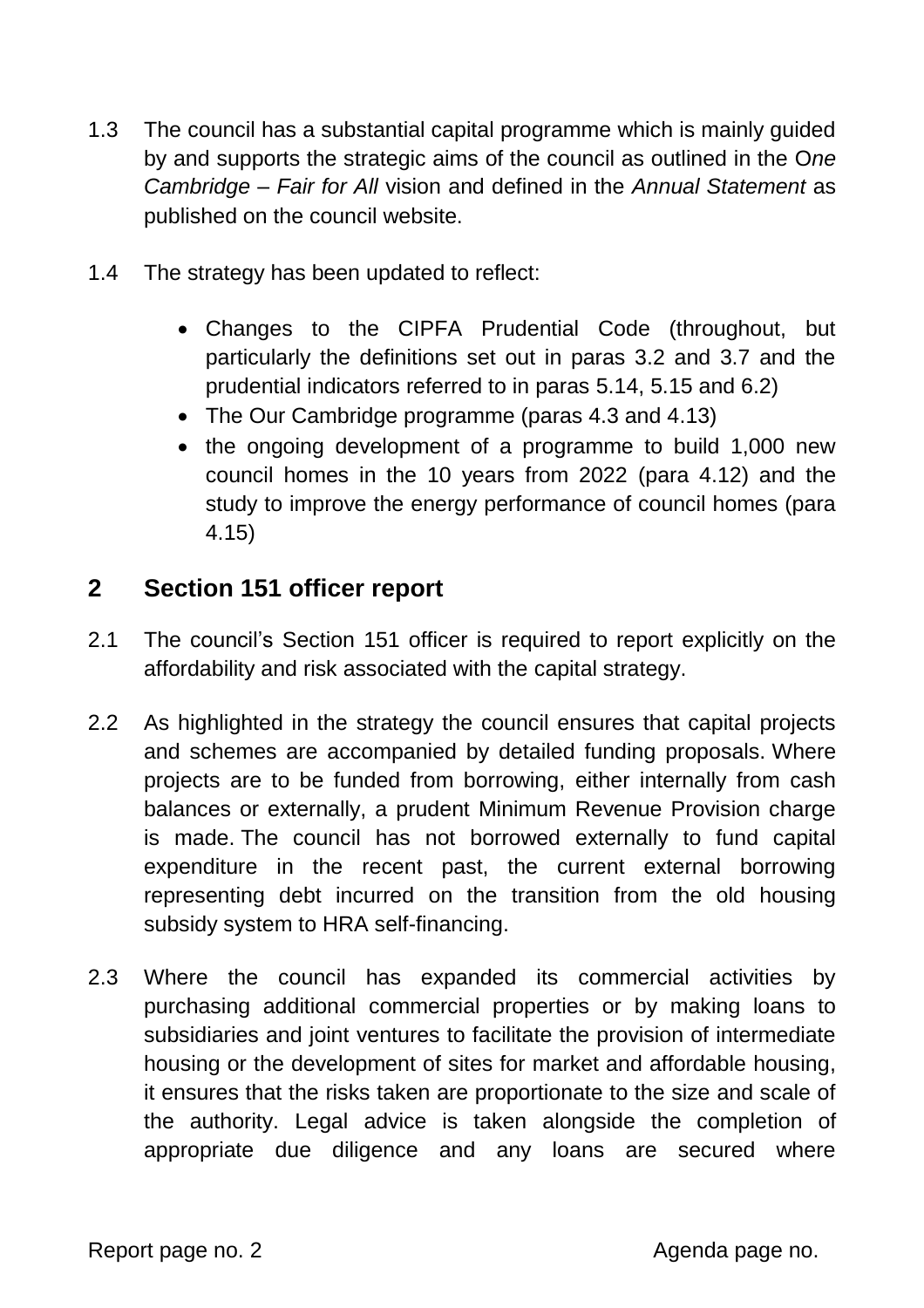1.3 The council has a substantial capital programme which is mainly guided by and supports the strategic aims of the council as outlined in the *One Cambridge – Fair for All* vision and defined in the *Annual Statement* as published on the council website.

1.4 The strategy has been updated to reflect:

- Changes to the CIPFA Prudential Code (throughout, but particularly the definitions set out in paras 3.2 and 3.7 and the prudential indicators referred to in paras 5.14, 5.15 and 6.2)
- The Our Cambridge programme (paras 4.3 and 4.13)
- the ongoing development of a programme to build 1,000 new council homes in the 10 years from 2022 (para 4.12) and the study to improve the energy performance of council homes (para 4.15)

## 2 Section 151 officer report

2.1 The council's Section 151 officer is required to report explicitly on the affordability and risk associated with the capital strategy.

2.2 As highlighted in the strategy the council ensures that capital projects and schemes are accompanied by detailed funding proposals. Where projects are to be funded from borrowing, either internally from cash balances or externally, a prudent Minimum Revenue Provision charge is made. The council has not borrowed externally to fund capital expenditure in the recent past, the current external borrowing representing debt incurred on the transition from the old housing subsidy system to HRA self-financing.

2.3 Where the council has expanded its commercial activities by purchasing additional commercial properties or by making loans to subsidiaries and joint ventures to facilitate the provision of intermediate housing or the development of sites for market and affordable housing, it ensures that the risks taken are proportionate to the size and scale of the authority. Legal advice is taken alongside the completion of appropriate due diligence and any loans are secured where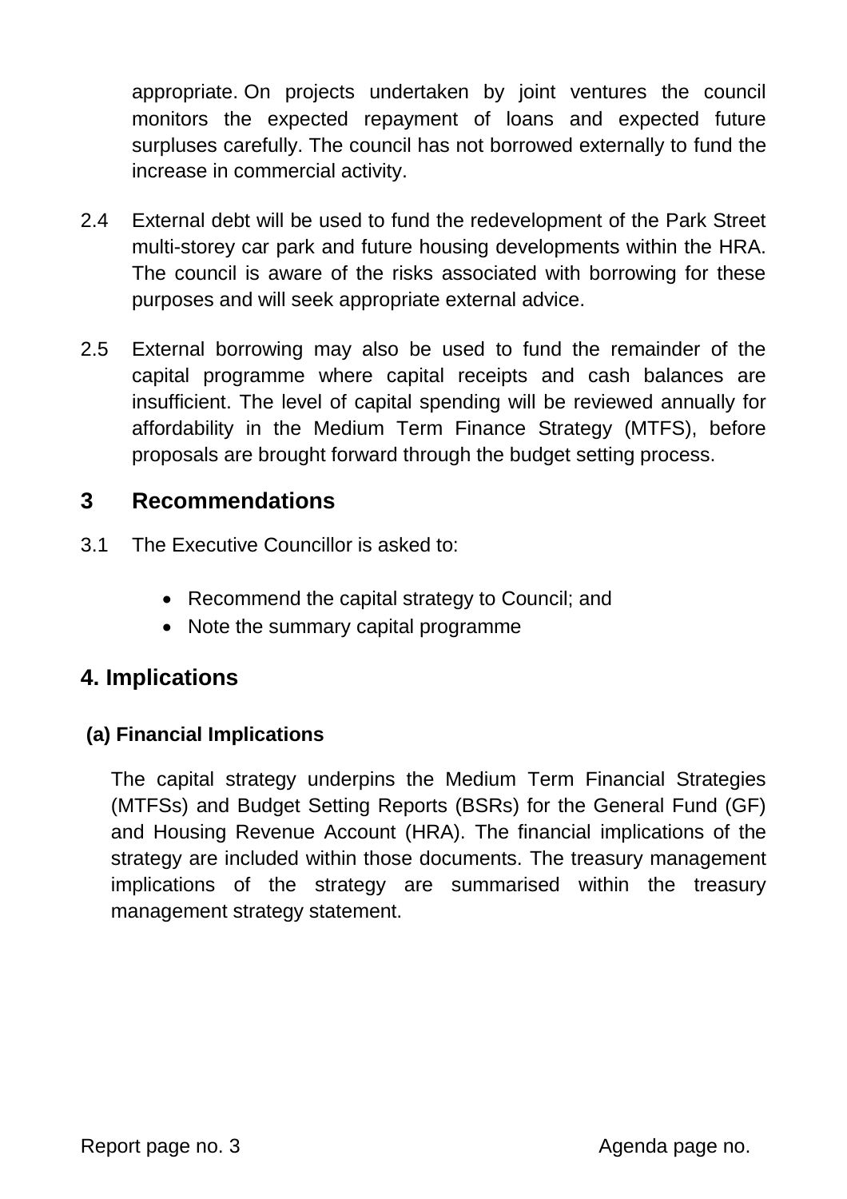appropriate. On projects undertaken by joint ventures the council monitors the expected repayment of loans and expected future surpluses carefully. The council has not borrowed externally to fund the increase in commercial activity.

2.4 External debt will be used to fund the redevelopment of the Park Street multi-storey car park and future housing developments within the HRA. The council is aware of the risks associated with borrowing for these purposes and will seek appropriate external advice.

2.5 External borrowing may also be used to fund the remainder of the capital programme where capital receipts and cash balances are insufficient. The level of capital spending will be reviewed annually for affordability in the Medium Term Finance Strategy (MTFS), before proposals are brought forward through the budget setting process.

## 3 Recommendations

3.1 The Executive Councillor is asked to:

- Recommend the capital strategy to Council; and
- Note the summary capital programme

## 4. Implications

### (a) Financial Implications

The capital strategy underpins the Medium Term Financial Strategies (MTFSs) and Budget Setting Reports (BSRs) for the General Fund (GF) and Housing Revenue Account (HRA). The financial implications of the strategy are included within those documents. The treasury management implications of the strategy are summarised within the treasury management strategy statement.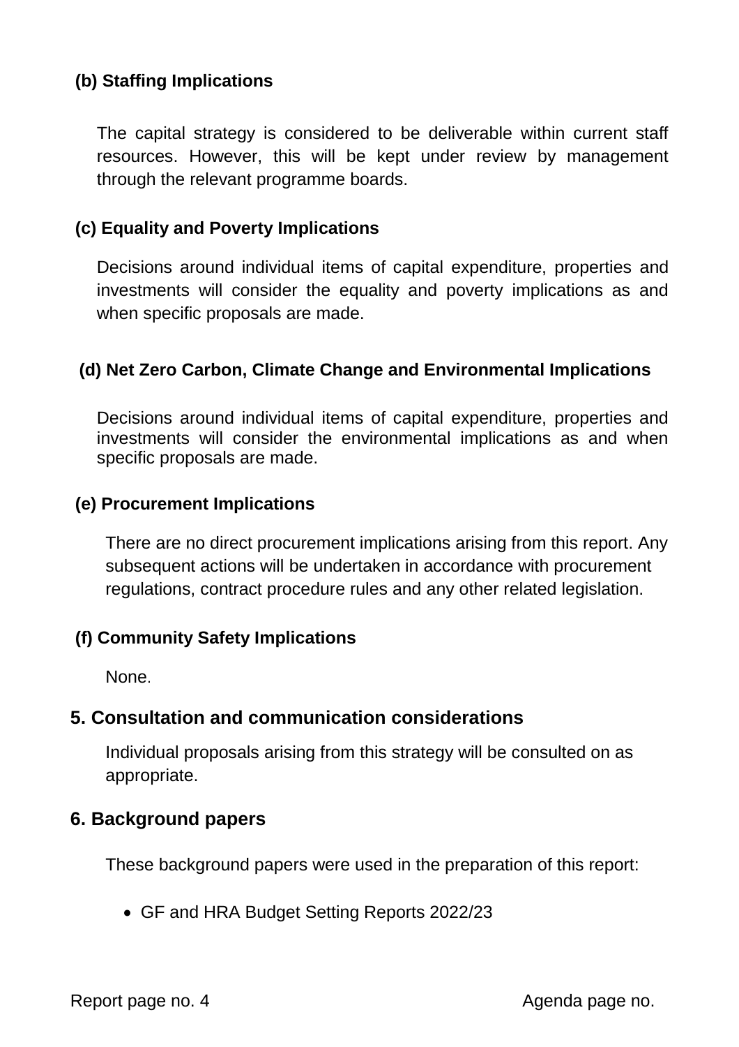### (b) Staffing Implications

The capital strategy is considered to be deliverable within current staff resources. However, this will be kept under review by management through the relevant programme boards.

### (c) Equality and Poverty Implications

Decisions around individual items of capital expenditure, properties and investments will consider the equality and poverty implications as and when specific proposals are made.

### (d) Net Zero Carbon, Climate Change and Environmental Implications

Decisions around individual items of capital expenditure, properties and investments will consider the environmental implications as and when specific proposals are made.

### (e) Procurement Implications

There are no direct procurement implications arising from this report. Any subsequent actions will be undertaken in accordance with procurement regulations, contract procedure rules and any other related legislation.

### (f) Community Safety Implications

None.

## 5. Consultation and communication considerations

Individual proposals arising from this strategy will be consulted on as appropriate.

## 6. Background papers

These background papers were used in the preparation of this report:

- GF and HRA Budget Setting Reports 2022/23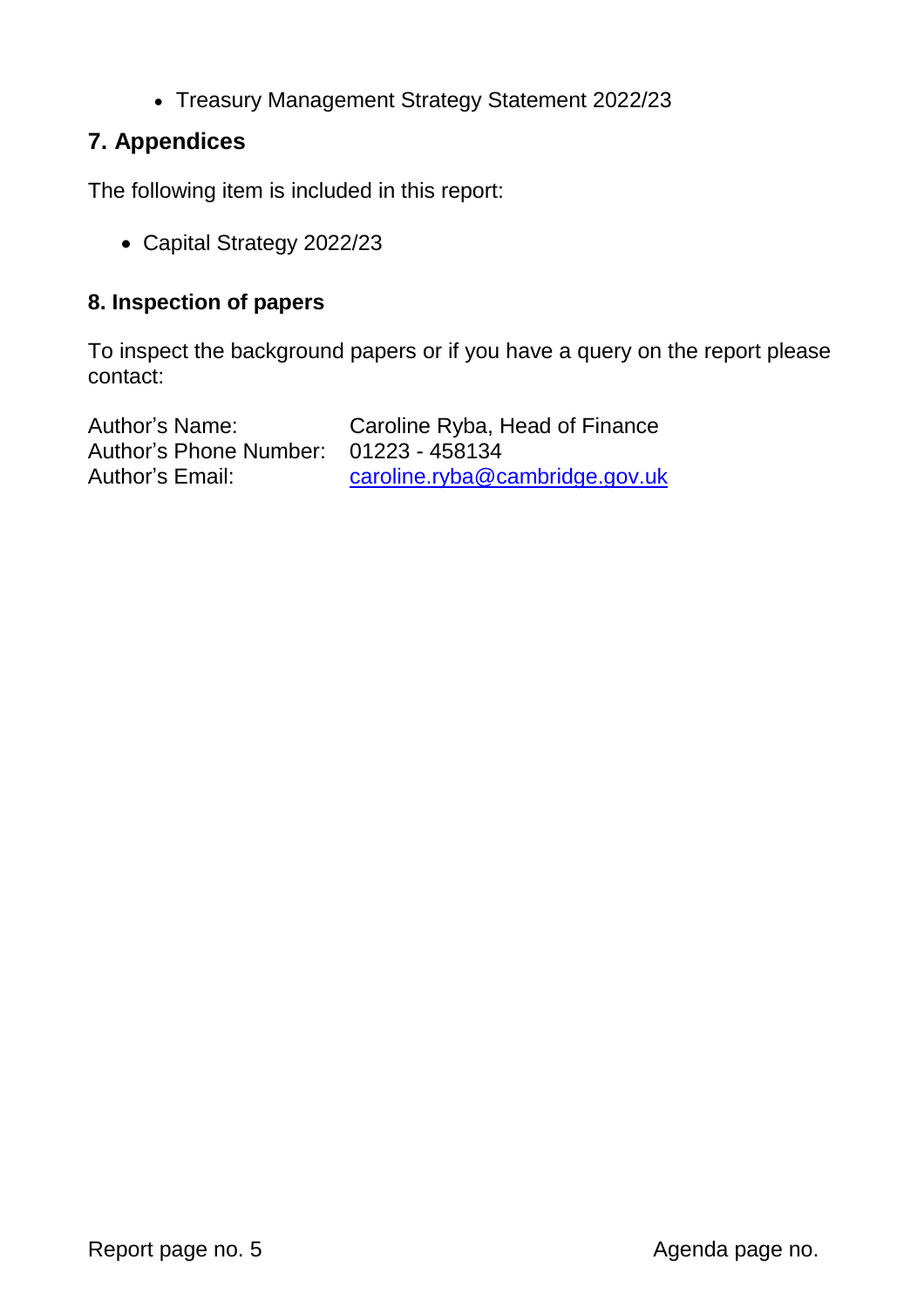- Treasury Management Strategy Statement 2022/23

## 7. Appendices

The following item is included in this report:

- Capital Strategy 2022/23

### 8. Inspection of papers

To inspect the background papers or if you have a query on the report please contact:

| | |
|---|---|
| Author's Name: | Caroline Ryba, Head of Finance |
| Author's Phone Number: | 01223 - 458134 |
| Author's Email: | caroline.ryba@cambridge.gov.uk |